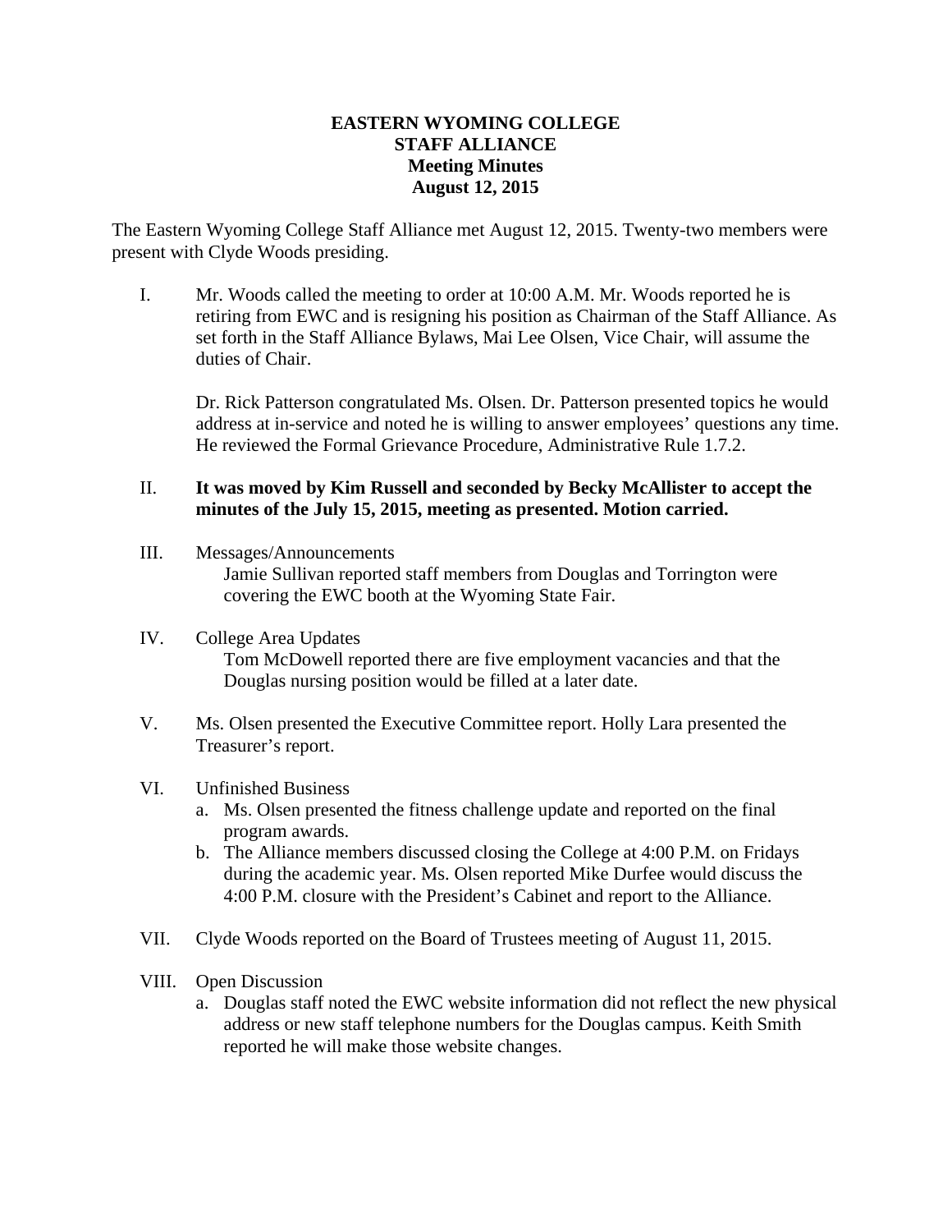# EASTERN WYOMING COLLEGE
## STAFF ALLIANCE
### Meeting Minutes
### August 12, 2015

The Eastern Wyoming College Staff Alliance met August 12, 2015. Twenty-two members were present with Clyde Woods presiding.

I. Mr. Woods called the meeting to order at 10:00 A.M. Mr. Woods reported he is retiring from EWC and is resigning his position as Chairman of the Staff Alliance. As set forth in the Staff Alliance Bylaws, Mai Lee Olsen, Vice Chair, will assume the duties of Chair.

   Dr. Rick Patterson congratulated Ms. Olsen. Dr. Patterson presented topics he would address at in-service and noted he is willing to answer employees' questions any time. He reviewed the Formal Grievance Procedure, Administrative Rule 1.7.2.

II. **It was moved by Kim Russell and seconded by Becky McAllister to accept the minutes of the July 15, 2015, meeting as presented. Motion carried.**

III. Messages/Announcements
   Jamie Sullivan reported staff members from Douglas and Torrington were covering the EWC booth at the Wyoming State Fair.

IV. College Area Updates
   Tom McDowell reported there are five employment vacancies and that the Douglas nursing position would be filled at a later date.

V. Ms. Olsen presented the Executive Committee report. Holly Lara presented the Treasurer's report.

VI. Unfinished Business
   a. Ms. Olsen presented the fitness challenge update and reported on the final program awards.
   b. The Alliance members discussed closing the College at 4:00 P.M. on Fridays during the academic year. Ms. Olsen reported Mike Durfee would discuss the 4:00 P.M. closure with the President's Cabinet and report to the Alliance.

VII. Clyde Woods reported on the Board of Trustees meeting of August 11, 2015.

VIII. Open Discussion
   a. Douglas staff noted the EWC website information did not reflect the new physical address or new staff telephone numbers for the Douglas campus. Keith Smith reported he will make those website changes.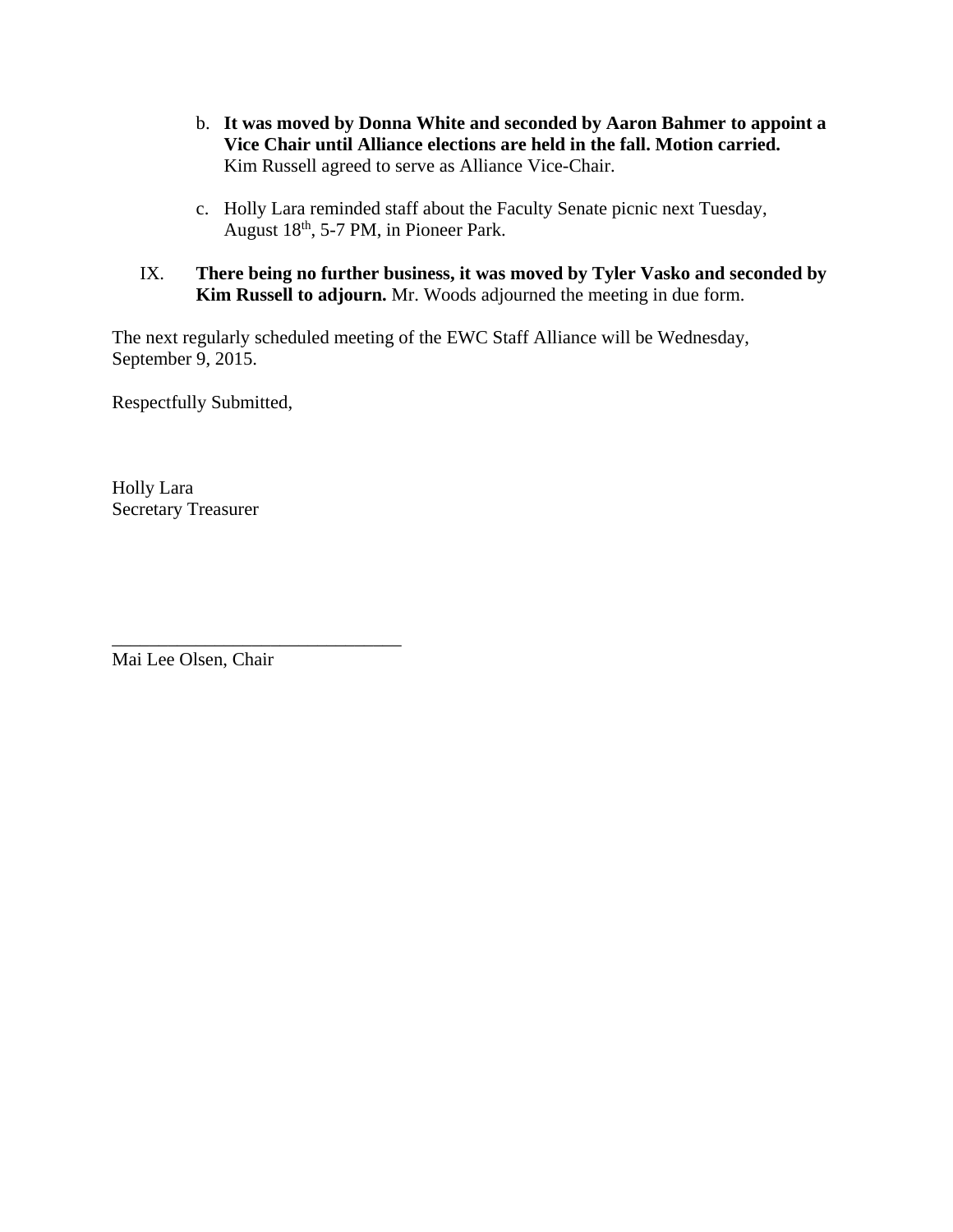b. **It was moved by Donna White and seconded by Aaron Bahmer to appoint a Vice Chair until Alliance elections are held in the fall. Motion carried.** Kim Russell agreed to serve as Alliance Vice-Chair.

c. Holly Lara reminded staff about the Faculty Senate picnic next Tuesday, August 18th, 5-7 PM, in Pioneer Park.

IX. **There being no further business, it was moved by Tyler Vasko and seconded by Kim Russell to adjourn.** Mr. Woods adjourned the meeting in due form.

The next regularly scheduled meeting of the EWC Staff Alliance will be Wednesday, September 9, 2015.

Respectfully Submitted,

Holly Lara
Secretary Treasurer

_______________________________
Mai Lee Olsen, Chair